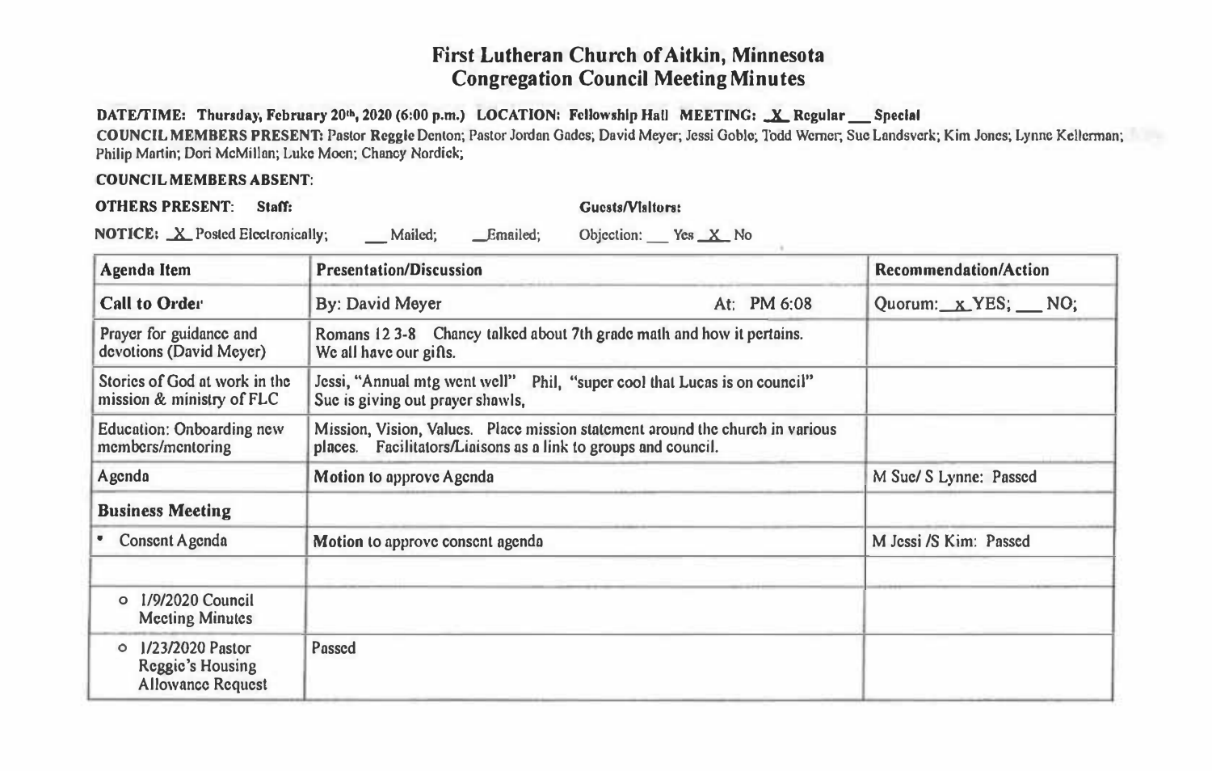# First Lutheran Church of Aitkin, Minnesota
## Congregation Council Meeting Minutes

**DATE/TIME: Thursday, February 20th, 2020 (6:00 p.m.) LOCATION: Fellowship Hall MEETING: _X_ Regular ___ Special**

**COUNCIL MEMBERS PRESENT:** Pastor Reggie Denton; Pastor Jordan Gades; David Meyer; Jessi Goble; Todd Werner; Sue Landsverk; Kim Jones; Lynne Kellerman; Philip Martin; Dori McMillan; Luke Moen; Chancy Nordick;

**COUNCIL MEMBERS ABSENT:**

**OTHERS PRESENT: Staff:** **Guests/Visitors:**

**NOTICE:** _X_ Posted Electronically; ___ Mailed; _Emailed; Objection: ___ Yes _X_ No

| Agenda Item | Presentation/Discussion | | Recommendation/Action |
|---|---|---|---|
| **Call to Order** | By: David Meyer | At: PM 6:08 | Quorum: _x_ YES; ___ NO; |
| Prayer for guidance and devotions (David Meyer) | Romans 12 3-8 Chancy talked about 7th grade math and how it pertains. We all have our gifts. | | |
| Stories of God at work in the mission & ministry of FLC | Jessi, "Annual mtg went well" Phil, "super cool that Lucas is on council" Sue is giving out prayer shawls, | | |
| Education: Onboarding new members/mentoring | Mission, Vision, Values. Place mission statement around the church in various places. Facilitators/Liaisons as a link to groups and council. | | |
| Agenda | **Motion** to approve Agenda | | M Sue/ S Lynne: Passed |
| **Business Meeting** | | | |
| • Consent Agenda | **Motion** to approve consent agenda | | M Jessi /S Kim: Passed |
| | | | |
| ○ 1/9/2020 Council Meeting Minutes | | | |
| ○ 1/23/2020 Pastor Reggie's Housing Allowance Request | Passed | | |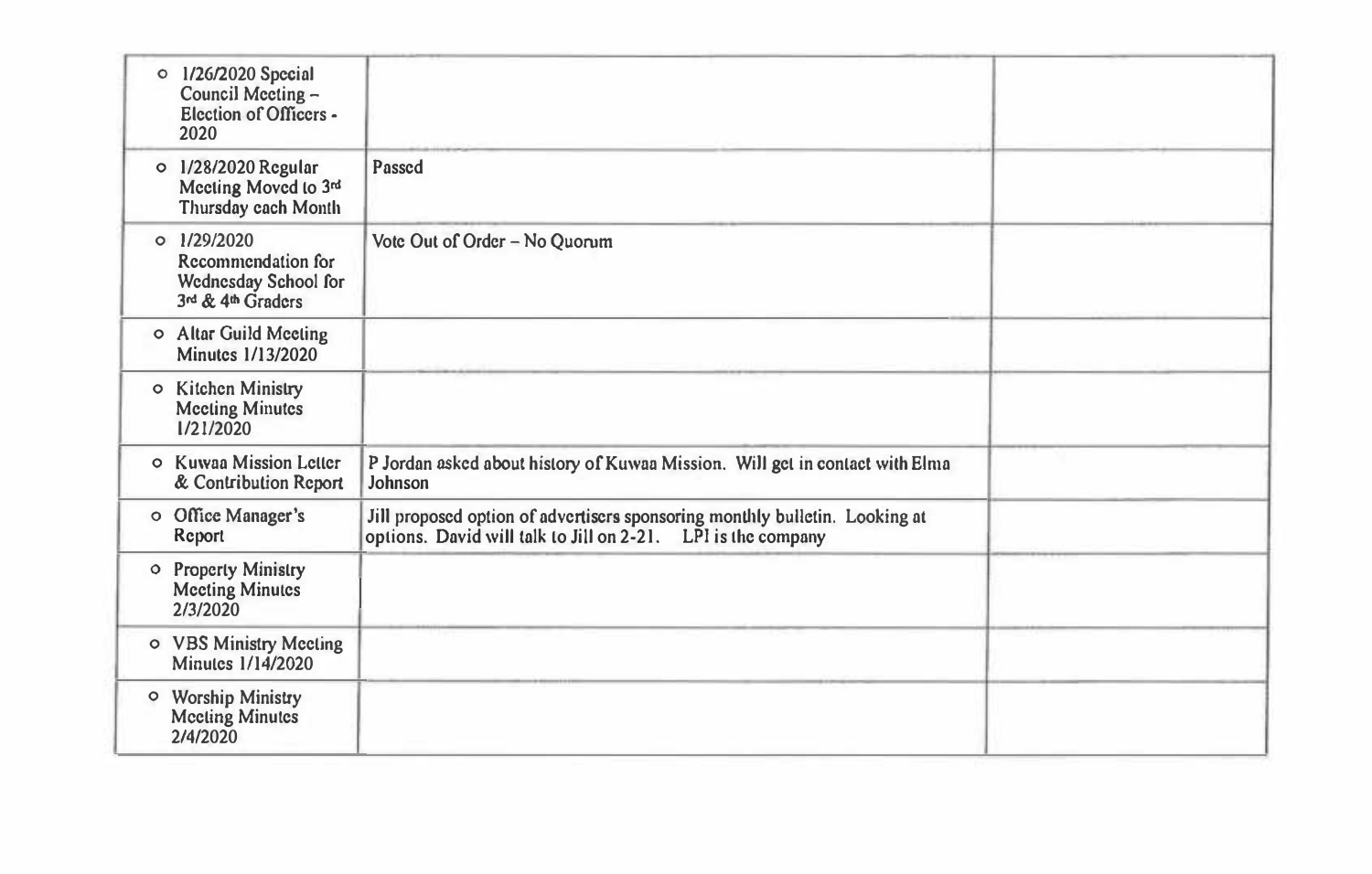| | | |
|---|---|---|
| ○ 1/26/2020 Special Council Meeting – Election of Officers - 2020 | | |
| ○ 1/28/2020 Regular Meeting Moved to 3rd Thursday each Month | Passed | |
| ○ 1/29/2020 Recommendation for Wednesday School for 3rd & 4th Graders | Vote Out of Order – No Quorum | |
| ○ Altar Guild Meeting Minutes 1/13/2020 | | |
| ○ Kitchen Ministry Meeting Minutes 1/21/2020 | | |
| ○ Kuwaa Mission Letter & Contribution Report | P Jordan asked about history of Kuwaa Mission. Will get in contact with Elma Johnson | |
| ○ Office Manager's Report | Jill proposed option of advertisers sponsoring monthly bulletin. Looking at options. David will talk to Jill on 2-21. LPI is the company | |
| ○ Property Ministry Meeting Minutes 2/3/2020 | | |
| ○ VBS Ministry Meeting Minutes 1/14/2020 | | |
| ○ Worship Ministry Meeting Minutes 2/4/2020 | | |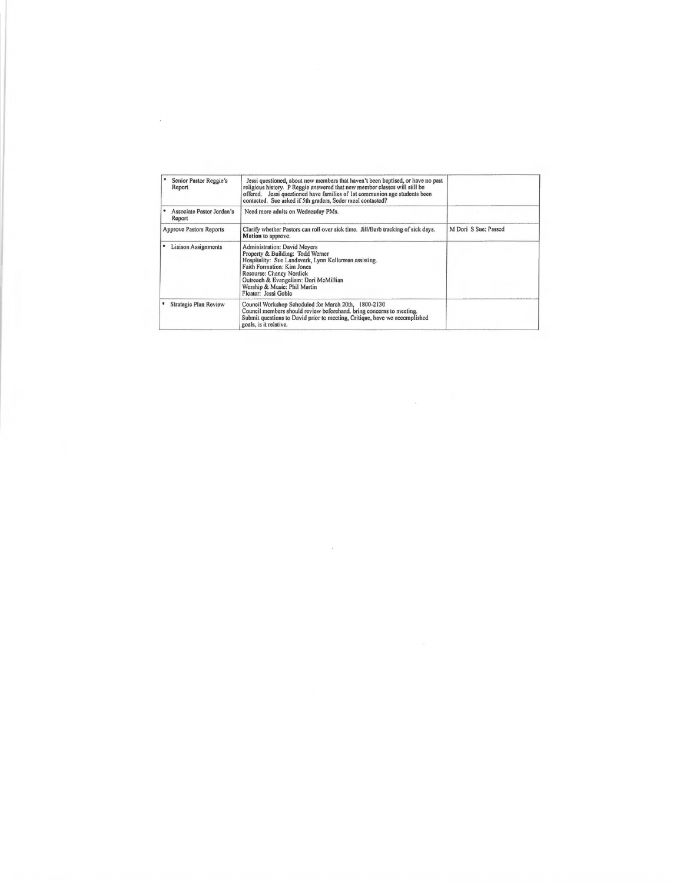| | | |
|---|---|---|
| • Senior Pastor Reggie's Report | Jessi questioned, about new members that haven't been baptised, or have no past religious history. P Reggie answered that new member classes will still be offered. Jessi questioned have families of 1st communion age students been contacted. Sue asked if 5th graders, Seder meal contacted? | |
| • Associate Pastor Jordan's Report | Need more adults on Wednesday PMs. | |
| Approve Pastors Reports | Clarify whether Pastors can roll over sick time. Jill/Barb tracking of sick days. **Motion** to approve. | M Dori S Sue: Passed |
| • Liaison Assignments | Administration: David Moyers<br>Property & Building: Todd Werner<br>Hospitality: Sue Landsverk, Lynn Kellerman assisting.<br>Faith Formation: Kim Jones<br>Resourse: Chancy Nordick<br>Outreach & Evangelism: Dori McMillian<br>Worship & Music: Phil Martin<br>Floater: Jessi Goble | |
| • Strategic Plan Review | Council Workshop Scheduled for March 20th, 1800-2130<br>Council members should review beforehand. bring concerns to meeting.<br>Submit questions to David prior to meeting, Critique, have we accomplished goals, is it relative. | |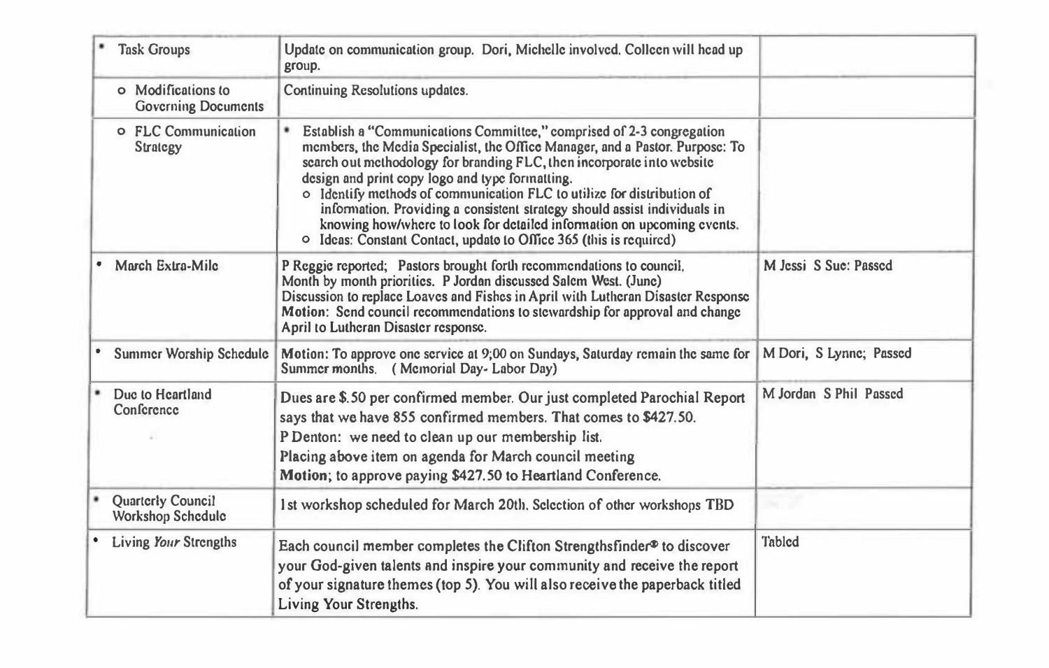| | | |
|---|---|---|
| • Task Groups | Update on communication group. Dori, Michelle involved. Colleen will head up group. | |
| o Modifications to Governing Documents | Continuing Resolutions updates. | |
| o FLC Communication Strategy | • Establish a "Communications Committee," comprised of 2-3 congregation members, the Media Specialist, the Office Manager, and a Pastor. Purpose: To search out methodology for branding FLC, then incorporate into website design and print copy logo and type formatting.<br>o Identify methods of communication FLC to utilize for distribution of information. Providing a consistent strategy should assist individuals in knowing how/where to look for detailed information on upcoming events.<br>o Ideas: Constant Contact, update to Office 365 (this is required) | |
| • March Extra-Mile | P Reggie reported; Pastors brought forth recommendations to council. Month by month priorities. P Jordan discussed Salem West. (June) Discussion to replace Loaves and Fishes in April with Lutheran Disaster Response **Motion**: Send council recommendations to stewardship for approval and change April to Lutheran Disaster response. | M Jessi S Sue: Passed |
| • Summer Worship Schedule | **Motion**: To approve one service at 9;00 on Sundays, Saturday remain the same for Summer months. (Memorial Day- Labor Day) | M Dori, S Lynne; Passed |
| • Due to Heartland Conference | Dues are $.50 per confirmed member. Our just completed Parochial Report says that we have 855 confirmed members. That comes to $427.50.<br>P Denton: we need to clean up our membership list.<br>Placing above item on agenda for March council meeting<br>**Motion**; to approve paying $427.50 to Heartland Conference. | M Jordan S Phil Passed |
| • Quarterly Council Workshop Schedule | 1st workshop scheduled for March 20th. Selection of other workshops TBD | |
| • Living *Your* Strengths | Each council member completes the Clifton Strengthsfinder® to discover your God-given talents and inspire your community and receive the report of your signature themes (top 5). You will also receive the paperback titled Living Your Strengths. | Tabled |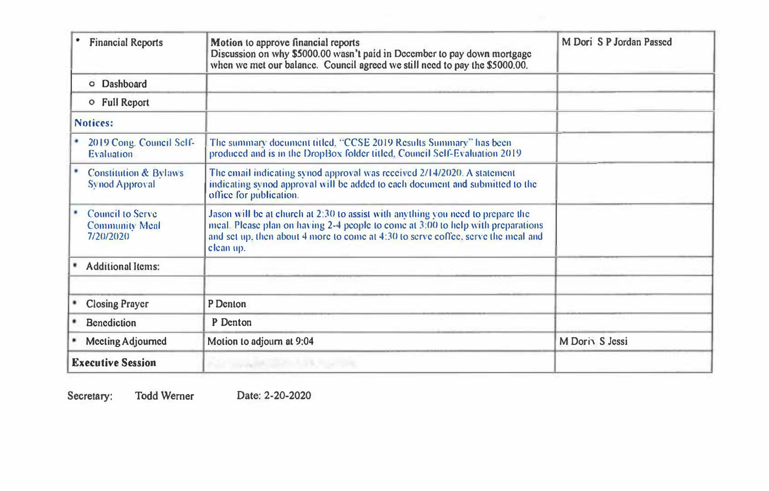| | | |
|---|---|---|
| • Financial Reports | **Motion** to approve financial reports<br>Discussion on why $5000.00 wasn't paid in December to pay down mortgage when we met our balance. Council agreed we still need to pay the $5000.00. | M Dori S P Jordan Passed |
| o Dashboard | | |
| o Full Report | | |
| **Notices:** | | |
| • 2019 Cong. Council Self-Evaluation | The summary document titled, "CCSE 2019 Results Summary" has been produced and is in the DropBox folder titled, Council Self-Evaluation 2019 | |
| • Constitution & Bylaws Synod Approval | The email indicating synod approval was received 2/14/2020. A statement indicating synod approval will be added to each document and submitted to the office for publication. | |
| • Council to Serve Community Meal 7/20/2020 | Jason will be at church at 2:30 to assist with anything you need to prepare the meal. Please plan on having 2-4 people to come at 3:00 to help with preparations and set up, then about 4 more to come at 4:30 to serve coffee, serve the meal and clean up. | |
| • Additional Items: | | |
| | | |
| • Closing Prayer | P Denton | |
| • Benediction | P Denton | |
| • Meeting Adjourned | Motion to adjourn at 9:04 | M Dori S Jessi |
| **Executive Session** | | |

Secretary: Todd Werner Date: 2-20-2020